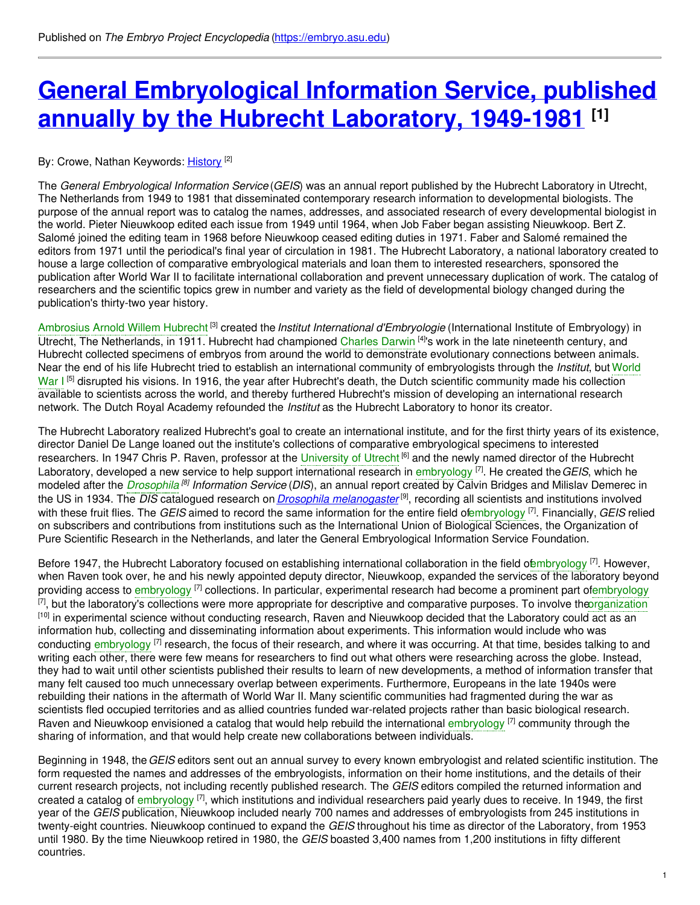Published on *The Embryo Project Encyclopedia* (https://embryo.asu.edu)

# General Embryological Information Service, published annually by the Hubrecht Laboratory, 1949-1981 [1]

By: Crowe, Nathan Keywords: History [2]

The *General Embryological Information Service* (*GEIS*) was an annual report published by the Hubrecht Laboratory in Utrecht, The Netherlands from 1949 to 1981 that disseminated contemporary research information to developmental biologists. The purpose of the annual report was to catalog the names, addresses, and associated research of every developmental biologist in the world. Pieter Nieuwkoop edited each issue from 1949 until 1964, when Job Faber began assisting Nieuwkoop. Bert Z. Salomé joined the editing team in 1968 before Nieuwkoop ceased editing duties in 1971. Faber and Salomé remained the editors from 1971 until the periodical's final year of circulation in 1981. The Hubrecht Laboratory, a national laboratory created to house a large collection of comparative embryological materials and loan them to interested researchers, sponsored the publication after World War II to facilitate international collaboration and prevent unnecessary duplication of work. The catalog of researchers and the scientific topics grew in number and variety as the field of developmental biology changed during the publication's thirty-two year history.

Ambrosius Arnold Willem Hubrecht [3] created the *Institut International d'Embryologie* (International Institute of Embryology) in Utrecht, The Netherlands, in 1911. Hubrecht had championed Charles Darwin [4]'s work in the late nineteenth century, and Hubrecht collected specimens of embryos from around the world to demonstrate evolutionary connections between animals. Near the end of his life Hubrecht tried to establish an international community of embryologists through the *Institut*, but World War I [5] disrupted his visions. In 1916, the year after Hubrecht's death, the Dutch scientific community made his collection available to scientists across the world, and thereby furthered Hubrecht's mission of developing an international research network. The Dutch Royal Academy refounded the *Institut* as the Hubrecht Laboratory to honor its creator.

The Hubrecht Laboratory realized Hubrecht's goal to create an international institute, and for the first thirty years of its existence, director Daniel De Lange loaned out the institute's collections of comparative embryological specimens to interested researchers. In 1947 Chris P. Raven, professor at the University of Utrecht [6] and the newly named director of the Hubrecht Laboratory, developed a new service to help support international research in embryology [7]. He created the *GEIS*, which he modeled after the *Drosophila* [8] *Information Service* (*DIS*), an annual report created by Calvin Bridges and Milislav Demerec in the US in 1934. The *DIS* catalogued research on *Drosophila melanogaster* [9], recording all scientists and institutions involved with these fruit flies. The *GEIS* aimed to record the same information for the entire field of embryology [7]. Financially, *GEIS* relied on subscribers and contributions from institutions such as the International Union of Biological Sciences, the Organization of Pure Scientific Research in the Netherlands, and later the General Embryological Information Service Foundation.

Before 1947, the Hubrecht Laboratory focused on establishing international collaboration in the field of embryology [7]. However, when Raven took over, he and his newly appointed deputy director, Nieuwkoop, expanded the services of the laboratory beyond providing access to embryology [7] collections. In particular, experimental research had become a prominent part of embryology [7], but the laboratory's collections were more appropriate for descriptive and comparative purposes. To involve the organization [10] in experimental science without conducting research, Raven and Nieuwkoop decided that the Laboratory could act as an information hub, collecting and disseminating information about experiments. This information would include who was conducting embryology [7] research, the focus of their research, and where it was occurring. At that time, besides talking to and writing each other, there were few means for researchers to find out what others were researching across the globe. Instead, they had to wait until other scientists published their results to learn of new developments, a method of information transfer that many felt caused too much unnecessary overlap between experiments. Furthermore, Europeans in the late 1940s were rebuilding their nations in the aftermath of World War II. Many scientific communities had fragmented during the war as scientists fled occupied territories and as allied countries funded war-related projects rather than basic biological research. Raven and Nieuwkoop envisioned a catalog that would help rebuild the international embryology [7] community through the sharing of information, and that would help create new collaborations between individuals.

Beginning in 1948, the *GEIS* editors sent out an annual survey to every known embryologist and related scientific institution. The form requested the names and addresses of the embryologists, information on their home institutions, and the details of their current research projects, not including recently published research. The *GEIS* editors compiled the returned information and created a catalog of embryology [7], which institutions and individual researchers paid yearly dues to receive. In 1949, the first year of the *GEIS* publication, Nieuwkoop included nearly 700 names and addresses of embryologists from 245 institutions in twenty-eight countries. Nieuwkoop continued to expand the *GEIS* throughout his time as director of the Laboratory, from 1953 until 1980. By the time Nieuwkoop retired in 1980, the *GEIS* boasted 3,400 names from 1,200 institutions in fifty different countries.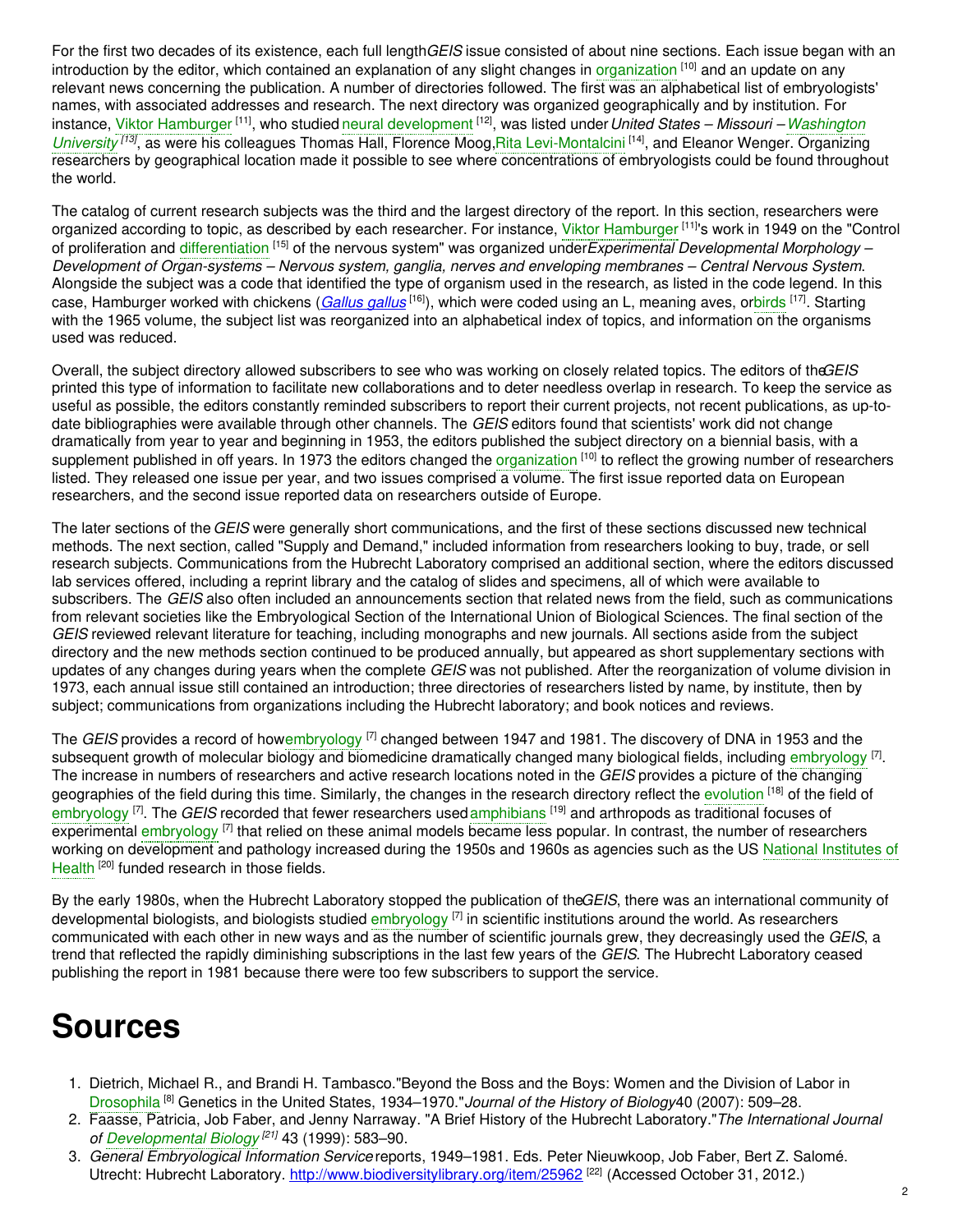For the first two decades of its existence, each full length *GEIS* issue consisted of about nine sections. Each issue began with an introduction by the editor, which contained an explanation of any slight changes in organization [10] and an update on any relevant news concerning the publication. A number of directories followed. The first was an alphabetical list of embryologists' names, with associated addresses and research. The next directory was organized geographically and by institution. For instance, Viktor Hamburger [11], who studied neural development [12], was listed under *United States – Missouri – Washington University* [13], as were his colleagues Thomas Hall, Florence Moog, Rita Levi-Montalcini [14], and Eleanor Wenger. Organizing researchers by geographical location made it possible to see where concentrations of embryologists could be found throughout the world.

The catalog of current research subjects was the third and the largest directory of the report. In this section, researchers were organized according to topic, as described by each researcher. For instance, Viktor Hamburger [11]'s work in 1949 on the "Control of proliferation and differentiation [15] of the nervous system" was organized under *Experimental Developmental Morphology – Development of Organ-systems – Nervous system, ganglia, nerves and enveloping membranes – Central Nervous System*. Alongside the subject was a code that identified the type of organism used in the research, as listed in the code legend. In this case, Hamburger worked with chickens (*Gallus gallus* [16]), which were coded using an L, meaning aves, or birds [17]. Starting with the 1965 volume, the subject list was reorganized into an alphabetical index of topics, and information on the organisms used was reduced.

Overall, the subject directory allowed subscribers to see who was working on closely related topics. The editors of the *GEIS* printed this type of information to facilitate new collaborations and to deter needless overlap in research. To keep the service as useful as possible, the editors constantly reminded subscribers to report their current projects, not recent publications, as up-to-date bibliographies were available through other channels. The *GEIS* editors found that scientists' work did not change dramatically from year to year and beginning in 1953, the editors published the subject directory on a biennial basis, with a supplement published in off years. In 1973 the editors changed the organization [10] to reflect the growing number of researchers listed. They released one issue per year, and two issues comprised a volume. The first issue reported data on European researchers, and the second issue reported data on researchers outside of Europe.

The later sections of the *GEIS* were generally short communications, and the first of these sections discussed new technical methods. The next section, called "Supply and Demand," included information from researchers looking to buy, trade, or sell research subjects. Communications from the Hubrecht Laboratory comprised an additional section, where the editors discussed lab services offered, including a reprint library and the catalog of slides and specimens, all of which were available to subscribers. The *GEIS* also often included an announcements section that related news from the field, such as communications from relevant societies like the Embryological Section of the International Union of Biological Sciences. The final section of the *GEIS* reviewed relevant literature for teaching, including monographs and new journals. All sections aside from the subject directory and the new methods section continued to be produced annually, but appeared as short supplementary sections with updates of any changes during years when the complete *GEIS* was not published. After the reorganization of volume division in 1973, each annual issue still contained an introduction; three directories of researchers listed by name, by institute, then by subject; communications from organizations including the Hubrecht laboratory; and book notices and reviews.

The *GEIS* provides a record of how embryology [7] changed between 1947 and 1981. The discovery of DNA in 1953 and the subsequent growth of molecular biology and biomedicine dramatically changed many biological fields, including embryology [7]. The increase in numbers of researchers and active research locations noted in the *GEIS* provides a picture of the changing geographies of the field during this time. Similarly, the changes in the research directory reflect the evolution [18] of the field of embryology [7]. The *GEIS* recorded that fewer researchers used amphibians [19] and arthropods as traditional focuses of experimental embryology [7] that relied on these animal models became less popular. In contrast, the number of researchers working on development and pathology increased during the 1950s and 1960s as agencies such as the US National Institutes of Health [20] funded research in those fields.

By the early 1980s, when the Hubrecht Laboratory stopped the publication of the *GEIS*, there was an international community of developmental biologists, and biologists studied embryology [7] in scientific institutions around the world. As researchers communicated with each other in new ways and as the number of scientific journals grew, they decreasingly used the *GEIS*, a trend that reflected the rapidly diminishing subscriptions in the last few years of the *GEIS*. The Hubrecht Laboratory ceased publishing the report in 1981 because there were too few subscribers to support the service.

# Sources

1. Dietrich, Michael R., and Brandi H. Tambasco. "Beyond the Boss and the Boys: Women and the Division of Labor in Drosophila [8] Genetics in the United States, 1934–1970." *Journal of the History of Biology* 40 (2007): 509–28.
2. Faasse, Patricia, Job Faber, and Jenny Narraway. "A Brief History of the Hubrecht Laboratory." *The International Journal of Developmental Biology* [21] 43 (1999): 583–90.
3. *General Embryological Information Service* reports, 1949–1981. Eds. Peter Nieuwkoop, Job Faber, Bert Z. Salomé. Utrecht: Hubrecht Laboratory. http://www.biodiversitylibrary.org/item/25962 [22] (Accessed October 31, 2012.)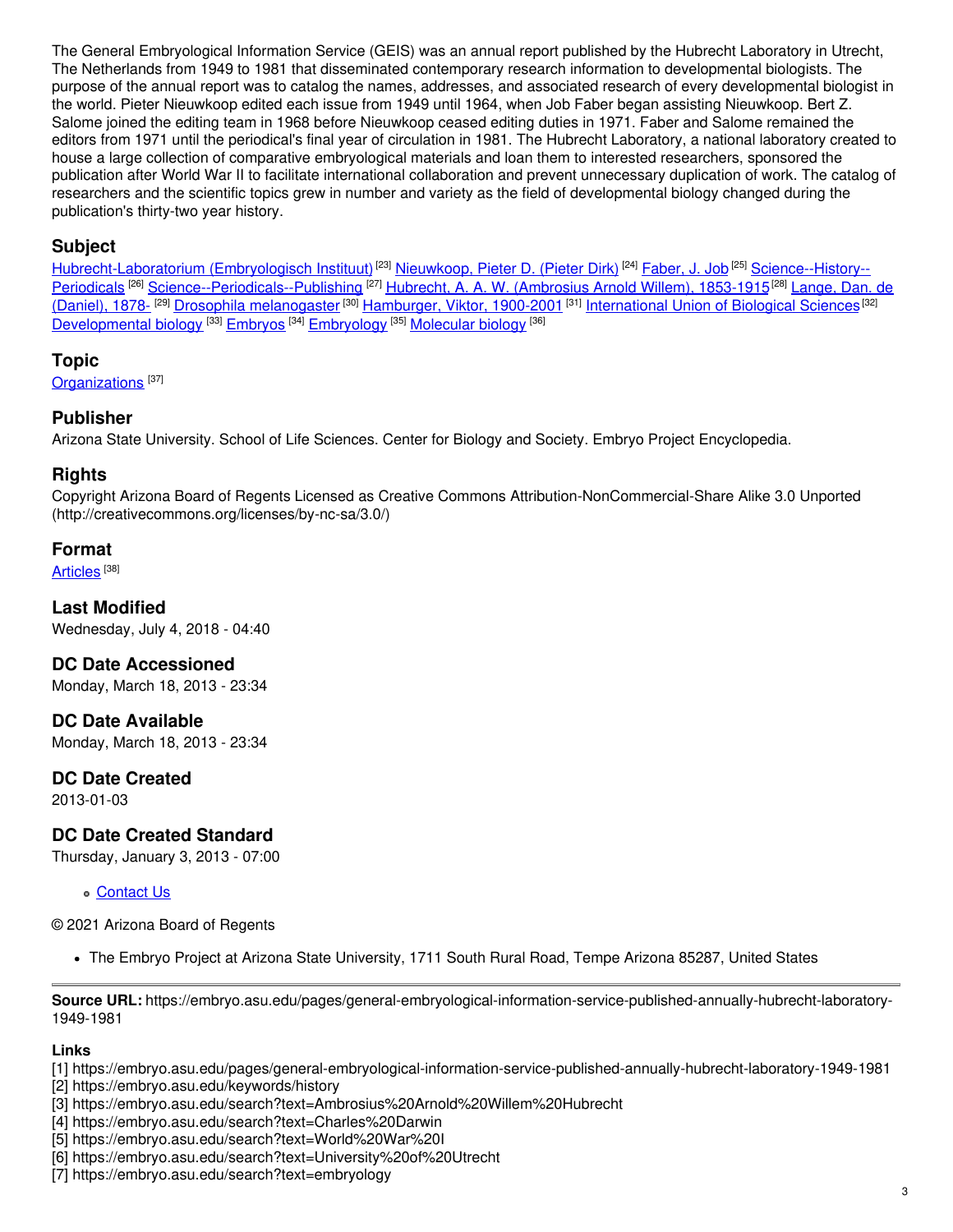The General Embryological Information Service (GEIS) was an annual report published by the Hubrecht Laboratory in Utrecht, The Netherlands from 1949 to 1981 that disseminated contemporary research information to developmental biologists. The purpose of the annual report was to catalog the names, addresses, and associated research of every developmental biologist in the world. Pieter Nieuwkoop edited each issue from 1949 until 1964, when Job Faber began assisting Nieuwkoop. Bert Z. Salome joined the editing team in 1968 before Nieuwkoop ceased editing duties in 1971. Faber and Salome remained the editors from 1971 until the periodical's final year of circulation in 1981. The Hubrecht Laboratory, a national laboratory created to house a large collection of comparative embryological materials and loan them to interested researchers, sponsored the publication after World War II to facilitate international collaboration and prevent unnecessary duplication of work. The catalog of researchers and the scientific topics grew in number and variety as the field of developmental biology changed during the publication's thirty-two year history.

## Subject

Hubrecht-Laboratorium (Embryologisch Instituut) [23] Nieuwkoop, Pieter D. (Pieter Dirk) [24] Faber, J. Job [25] Science--History--Periodicals [26] Science--Periodicals--Publishing [27] Hubrecht, A. A. W. (Ambrosius Arnold Willem), 1853-1915 [28] Lange, Dan. de (Daniel), 1878- [29] Drosophila melanogaster [30] Hamburger, Viktor, 1900-2001 [31] International Union of Biological Sciences [32] Developmental biology [33] Embryos [34] Embryology [35] Molecular biology [36]

## Topic

Organizations [37]

## Publisher

Arizona State University. School of Life Sciences. Center for Biology and Society. Embryo Project Encyclopedia.

## Rights

Copyright Arizona Board of Regents Licensed as Creative Commons Attribution-NonCommercial-Share Alike 3.0 Unported (http://creativecommons.org/licenses/by-nc-sa/3.0/)

## Format

Articles [38]

## Last Modified

Wednesday, July 4, 2018 - 04:40

## DC Date Accessioned

Monday, March 18, 2013 - 23:34

## DC Date Available

Monday, March 18, 2013 - 23:34

## DC Date Created

2013-01-03

## DC Date Created Standard

Thursday, January 3, 2013 - 07:00

- Contact Us

© 2021 Arizona Board of Regents

- The Embryo Project at Arizona State University, 1711 South Rural Road, Tempe Arizona 85287, United States

---

**Source URL:** https://embryo.asu.edu/pages/general-embryological-information-service-published-annually-hubrecht-laboratory-1949-1981

**Links**

[1] https://embryo.asu.edu/pages/general-embryological-information-service-published-annually-hubrecht-laboratory-1949-1981
[2] https://embryo.asu.edu/keywords/history
[3] https://embryo.asu.edu/search?text=Ambrosius%20Arnold%20Willem%20Hubrecht
[4] https://embryo.asu.edu/search?text=Charles%20Darwin
[5] https://embryo.asu.edu/search?text=World%20War%20I
[6] https://embryo.asu.edu/search?text=University%20of%20Utrecht
[7] https://embryo.asu.edu/search?text=embryology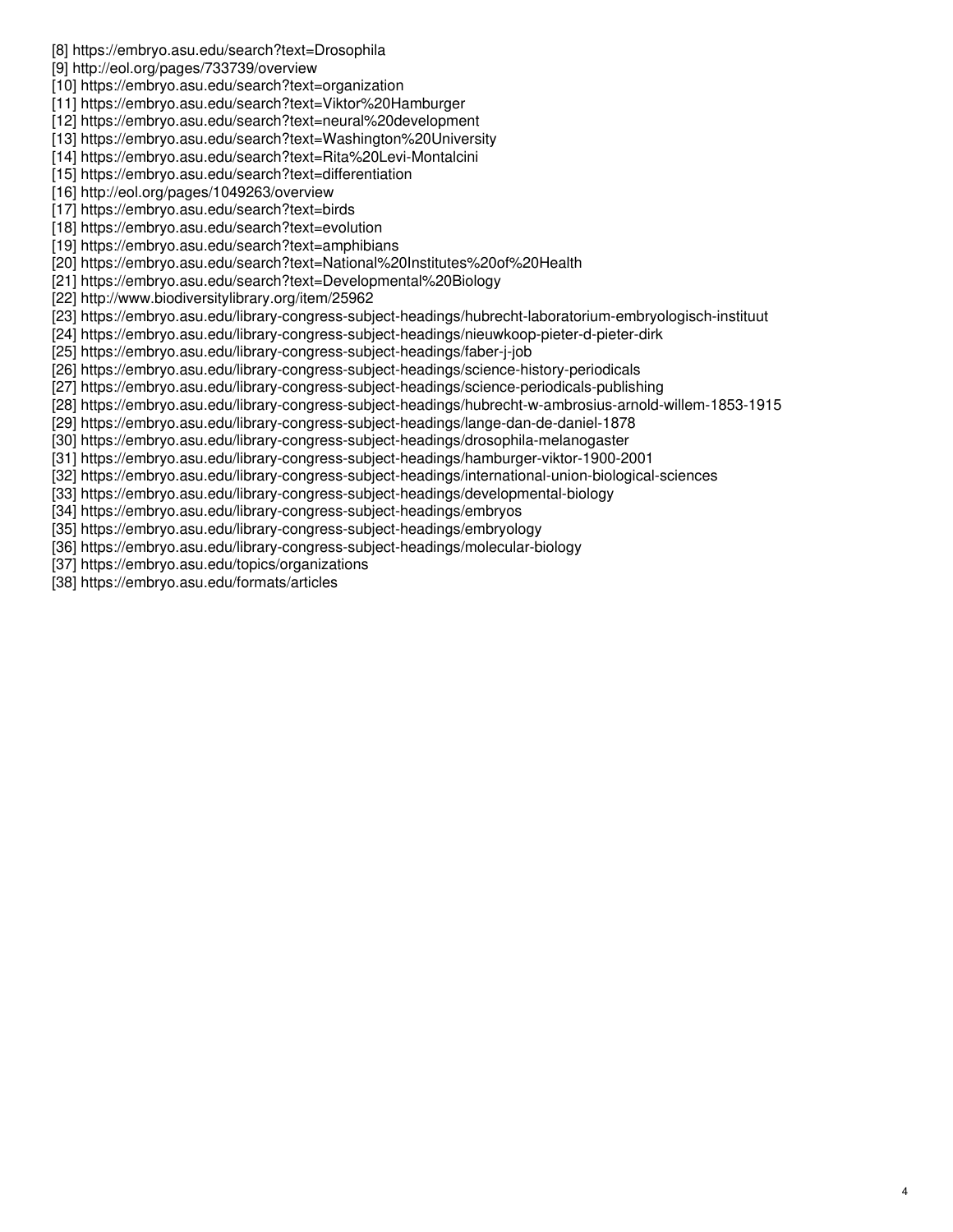[8] https://embryo.asu.edu/search?text=Drosophila
[9] http://eol.org/pages/733739/overview
[10] https://embryo.asu.edu/search?text=organization
[11] https://embryo.asu.edu/search?text=Viktor%20Hamburger
[12] https://embryo.asu.edu/search?text=neural%20development
[13] https://embryo.asu.edu/search?text=Washington%20University
[14] https://embryo.asu.edu/search?text=Rita%20Levi-Montalcini
[15] https://embryo.asu.edu/search?text=differentiation
[16] http://eol.org/pages/1049263/overview
[17] https://embryo.asu.edu/search?text=birds
[18] https://embryo.asu.edu/search?text=evolution
[19] https://embryo.asu.edu/search?text=amphibians
[20] https://embryo.asu.edu/search?text=National%20Institutes%20of%20Health
[21] https://embryo.asu.edu/search?text=Developmental%20Biology
[22] http://www.biodiversitylibrary.org/item/25962
[23] https://embryo.asu.edu/library-congress-subject-headings/hubrecht-laboratorium-embryologisch-instituut
[24] https://embryo.asu.edu/library-congress-subject-headings/nieuwkoop-pieter-d-pieter-dirk
[25] https://embryo.asu.edu/library-congress-subject-headings/faber-j-job
[26] https://embryo.asu.edu/library-congress-subject-headings/science-history-periodicals
[27] https://embryo.asu.edu/library-congress-subject-headings/science-periodicals-publishing
[28] https://embryo.asu.edu/library-congress-subject-headings/hubrecht-w-ambrosius-arnold-willem-1853-1915
[29] https://embryo.asu.edu/library-congress-subject-headings/lange-dan-de-daniel-1878
[30] https://embryo.asu.edu/library-congress-subject-headings/drosophila-melanogaster
[31] https://embryo.asu.edu/library-congress-subject-headings/hamburger-viktor-1900-2001
[32] https://embryo.asu.edu/library-congress-subject-headings/international-union-biological-sciences
[33] https://embryo.asu.edu/library-congress-subject-headings/developmental-biology
[34] https://embryo.asu.edu/library-congress-subject-headings/embryos
[35] https://embryo.asu.edu/library-congress-subject-headings/embryology
[36] https://embryo.asu.edu/library-congress-subject-headings/molecular-biology
[37] https://embryo.asu.edu/topics/organizations
[38] https://embryo.asu.edu/formats/articles